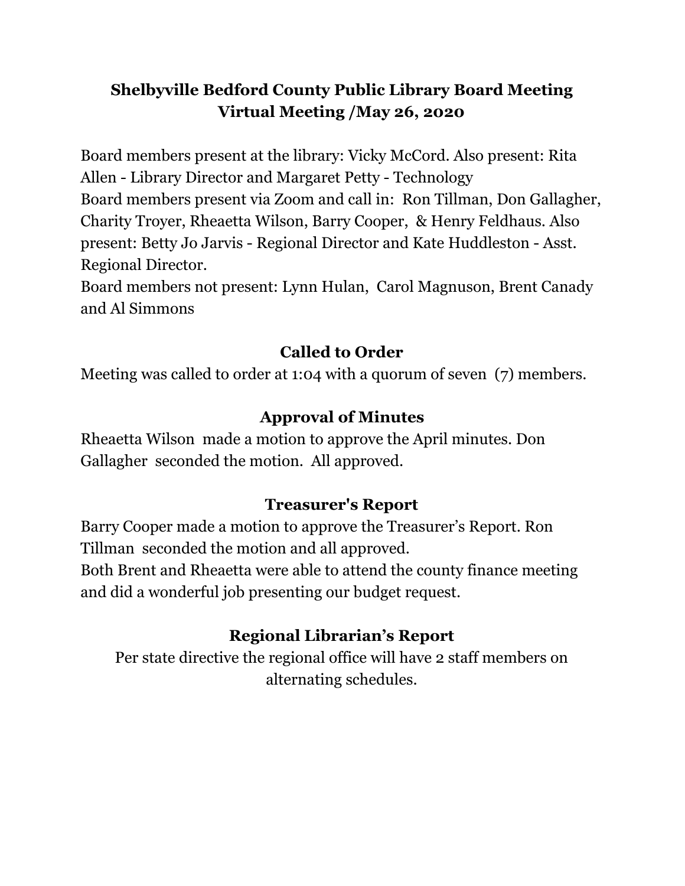# Shelbyville Bedford County Public Library Board Meeting
# Virtual Meeting /May 26, 2020

Board members present at the library: Vicky McCord. Also present: Rita Allen - Library Director and Margaret Petty - Technology
Board members present via Zoom and call in: Ron Tillman, Don Gallagher, Charity Troyer, Rheaetta Wilson, Barry Cooper, & Henry Feldhaus. Also present: Betty Jo Jarvis - Regional Director and Kate Huddleston - Asst. Regional Director.
Board members not present: Lynn Hulan, Carol Magnuson, Brent Canady and Al Simmons

## Called to Order

Meeting was called to order at 1:04 with a quorum of seven (7) members.

## Approval of Minutes

Rheaetta Wilson made a motion to approve the April minutes. Don Gallagher seconded the motion. All approved.

## Treasurer's Report

Barry Cooper made a motion to approve the Treasurer's Report. Ron Tillman seconded the motion and all approved.
Both Brent and Rheaetta were able to attend the county finance meeting and did a wonderful job presenting our budget request.

## Regional Librarian's Report

Per state directive the regional office will have 2 staff members on alternating schedules.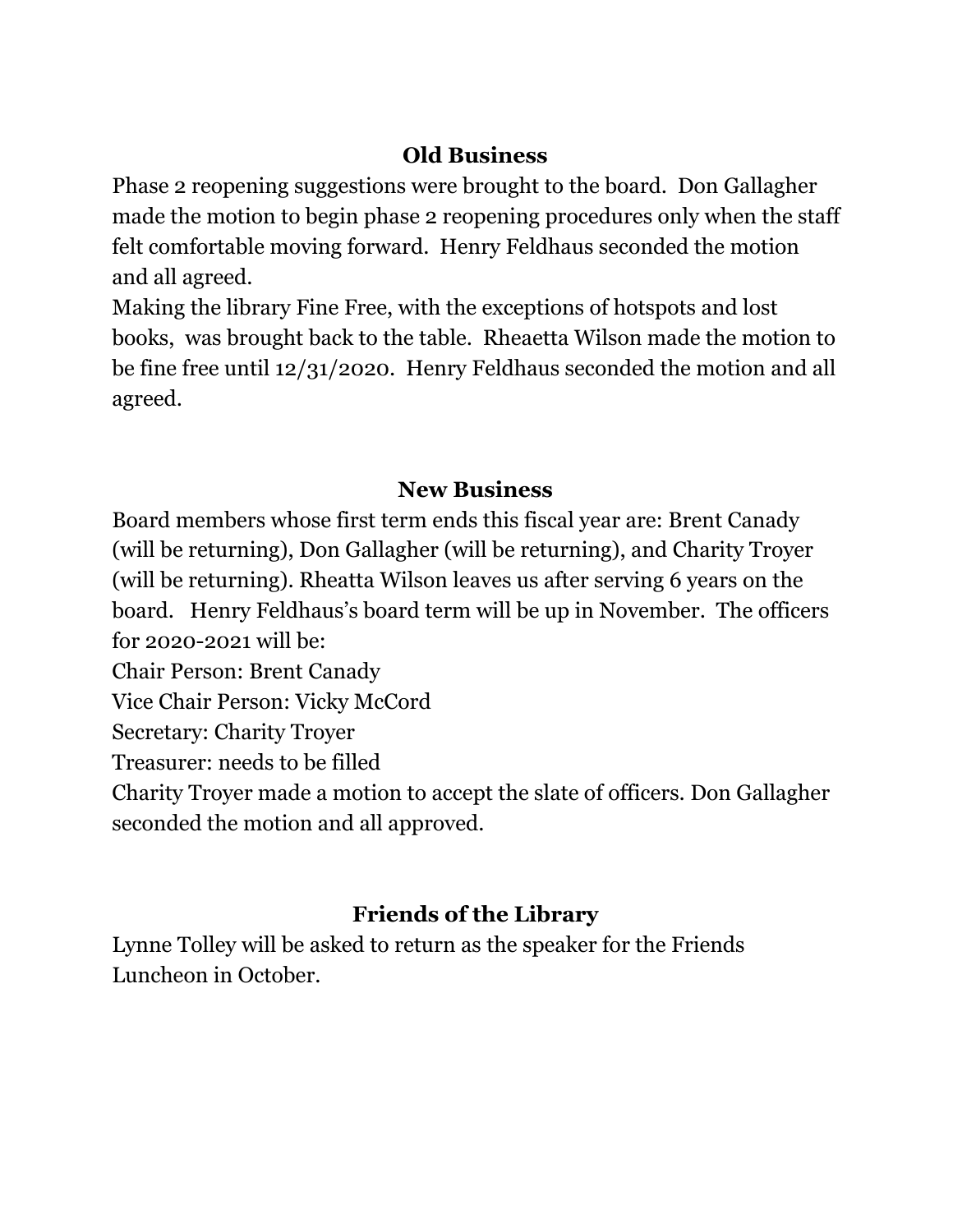## Old Business

Phase 2 reopening suggestions were brought to the board. Don Gallagher made the motion to begin phase 2 reopening procedures only when the staff felt comfortable moving forward. Henry Feldhaus seconded the motion and all agreed.

Making the library Fine Free, with the exceptions of hotspots and lost books, was brought back to the table. Rheaetta Wilson made the motion to be fine free until 12/31/2020. Henry Feldhaus seconded the motion and all agreed.

## New Business

Board members whose first term ends this fiscal year are: Brent Canady (will be returning), Don Gallagher (will be returning), and Charity Troyer (will be returning). Rheatta Wilson leaves us after serving 6 years on the board. Henry Feldhaus's board term will be up in November. The officers for 2020-2021 will be:

Chair Person: Brent Canady

Vice Chair Person: Vicky McCord

Secretary: Charity Troyer

Treasurer: needs to be filled

Charity Troyer made a motion to accept the slate of officers. Don Gallagher seconded the motion and all approved.

## Friends of the Library

Lynne Tolley will be asked to return as the speaker for the Friends Luncheon in October.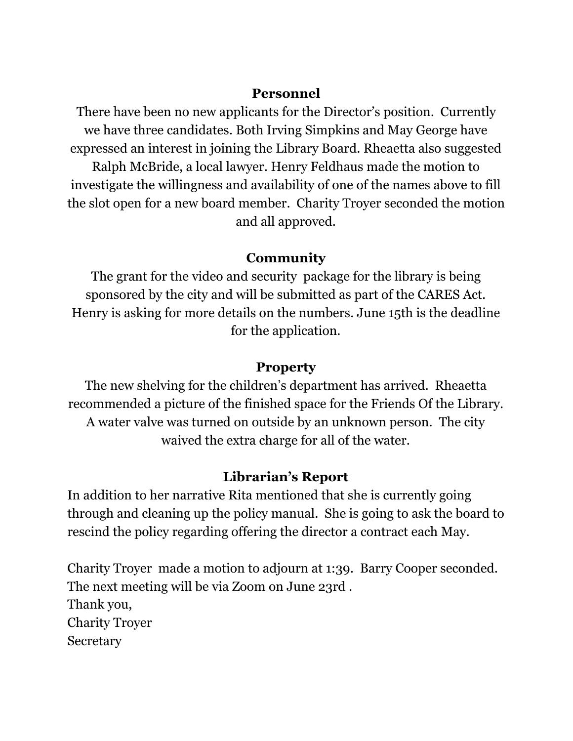## Personnel

There have been no new applicants for the Director's position. Currently we have three candidates. Both Irving Simpkins and May George have expressed an interest in joining the Library Board. Rheaetta also suggested Ralph McBride, a local lawyer. Henry Feldhaus made the motion to investigate the willingness and availability of one of the names above to fill the slot open for a new board member. Charity Troyer seconded the motion and all approved.

## Community

The grant for the video and security package for the library is being sponsored by the city and will be submitted as part of the CARES Act. Henry is asking for more details on the numbers. June 15th is the deadline for the application.

## Property

The new shelving for the children's department has arrived. Rheaetta recommended a picture of the finished space for the Friends Of the Library. A water valve was turned on outside by an unknown person. The city waived the extra charge for all of the water.

## Librarian's Report

In addition to her narrative Rita mentioned that she is currently going through and cleaning up the policy manual. She is going to ask the board to rescind the policy regarding offering the director a contract each May.

Charity Troyer made a motion to adjourn at 1:39. Barry Cooper seconded.
The next meeting will be via Zoom on June 23rd .
Thank you,
Charity Troyer
Secretary